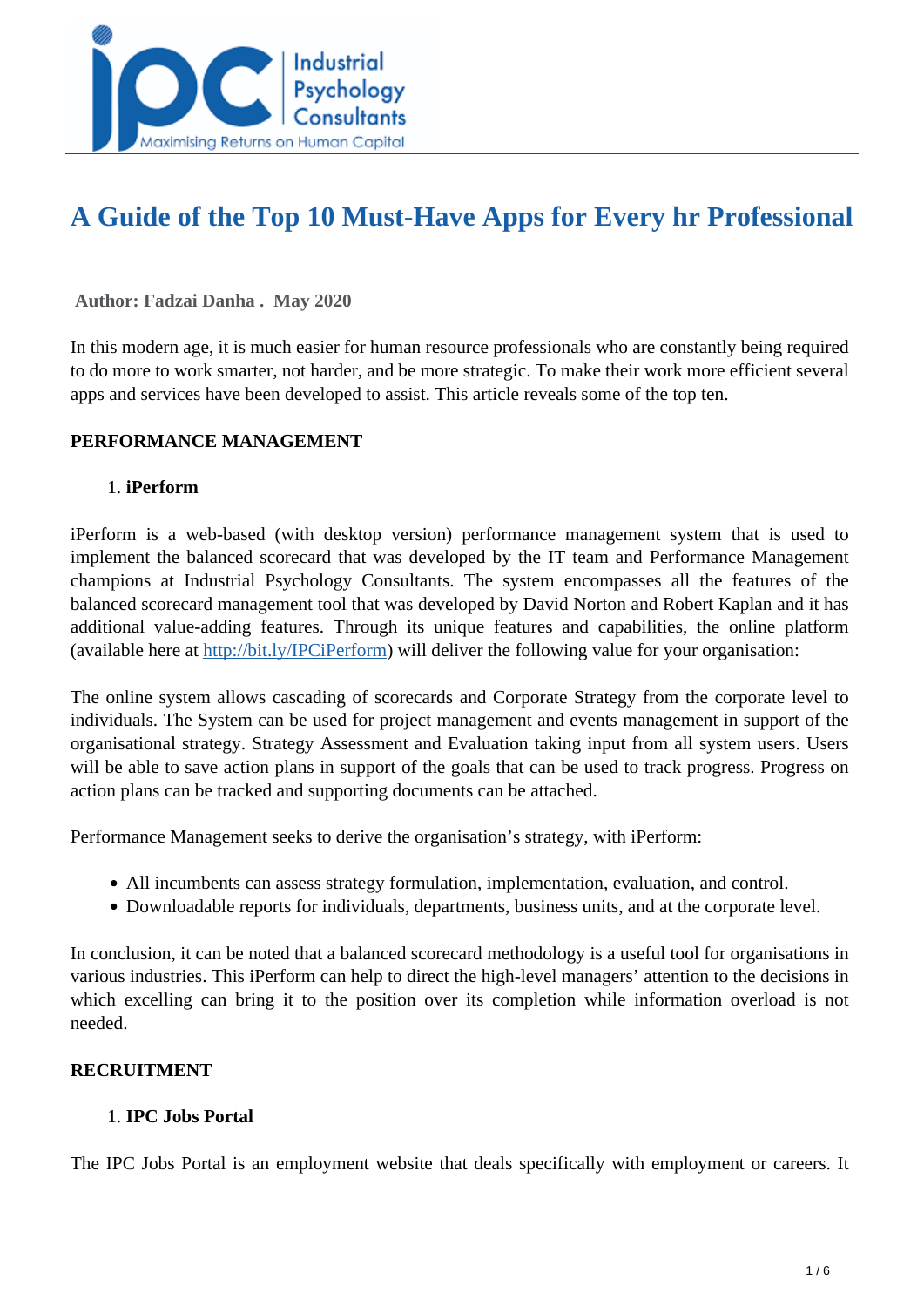# A Guide of the Top 10 Must-Have Apps for Every hr Professional

**Author: Fadzai Danha . May 2020**

In this modern age, it is much easier for human resource professionals who are constantly being required to do more to work smarter, not harder, and be more strategic. To make their work more efficient several apps and services have been developed to assist. This article reveals some of the top ten.

**PERFORMANCE MANAGEMENT**

1. **iPerform**

iPerform is a web-based (with desktop version) performance management system that is used to implement the balanced scorecard that was developed by the IT team and Performance Management champions at Industrial Psychology Consultants. The system encompasses all the features of the balanced scorecard management tool that was developed by David Norton and Robert Kaplan and it has additional value-adding features. Through its unique features and capabilities, the online platform (available here at [http://bit.ly/IPCiPerform](http://bit.ly/IPCiPerform)) will deliver the following value for your organisation:

The online system allows cascading of scorecards and Corporate Strategy from the corporate level to individuals. The System can be used for project management and events management in support of the organisational strategy. Strategy Assessment and Evaluation taking input from all system users. Users will be able to save action plans in support of the goals that can be used to track progress. Progress on action plans can be tracked and supporting documents can be attached.

Performance Management seeks to derive the organisation's strategy, with iPerform:

- All incumbents can assess strategy formulation, implementation, evaluation, and control.
- Downloadable reports for individuals, departments, business units, and at the corporate level.

In conclusion, it can be noted that a balanced scorecard methodology is a useful tool for organisations in various industries. This iPerform can help to direct the high-level managers' attention to the decisions in which excelling can bring it to the position over its completion while information overload is not needed.

**RECRUITMENT**

1. **IPC Jobs Portal**

The IPC Jobs Portal is an employment website that deals specifically with employment or careers. It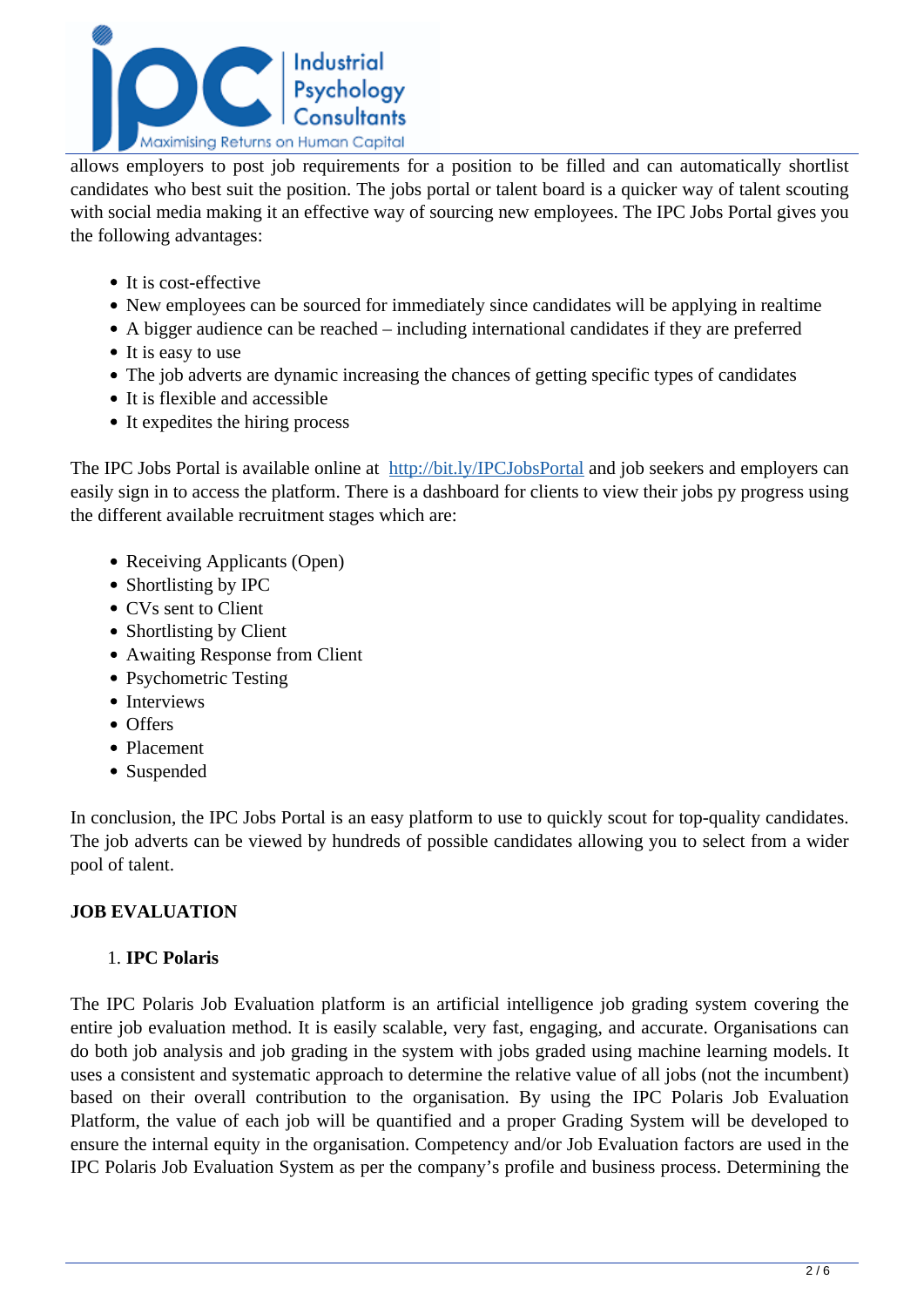allows employers to post job requirements for a position to be filled and can automatically shortlist candidates who best suit the position. The jobs portal or talent board is a quicker way of talent scouting with social media making it an effective way of sourcing new employees. The IPC Jobs Portal gives you the following advantages:

- It is cost-effective
- New employees can be sourced for immediately since candidates will be applying in realtime
- A bigger audience can be reached – including international candidates if they are preferred
- It is easy to use
- The job adverts are dynamic increasing the chances of getting specific types of candidates
- It is flexible and accessible
- It expedites the hiring process

The IPC Jobs Portal is available online at [http://bit.ly/IPCJobsPortal](http://bit.ly/IPCJobsPortal) and job seekers and employers can easily sign in to access the platform. There is a dashboard for clients to view their jobs py progress using the different available recruitment stages which are:

- Receiving Applicants (Open)
- Shortlisting by IPC
- CVs sent to Client
- Shortlisting by Client
- Awaiting Response from Client
- Psychometric Testing
- Interviews
- Offers
- Placement
- Suspended

In conclusion, the IPC Jobs Portal is an easy platform to use to quickly scout for top-quality candidates. The job adverts can be viewed by hundreds of possible candidates allowing you to select from a wider pool of talent.

**JOB EVALUATION**

1. **IPC Polaris**

The IPC Polaris Job Evaluation platform is an artificial intelligence job grading system covering the entire job evaluation method. It is easily scalable, very fast, engaging, and accurate. Organisations can do both job analysis and job grading in the system with jobs graded using machine learning models. It uses a consistent and systematic approach to determine the relative value of all jobs (not the incumbent) based on their overall contribution to the organisation. By using the IPC Polaris Job Evaluation Platform, the value of each job will be quantified and a proper Grading System will be developed to ensure the internal equity in the organisation. Competency and/or Job Evaluation factors are used in the IPC Polaris Job Evaluation System as per the company's profile and business process. Determining the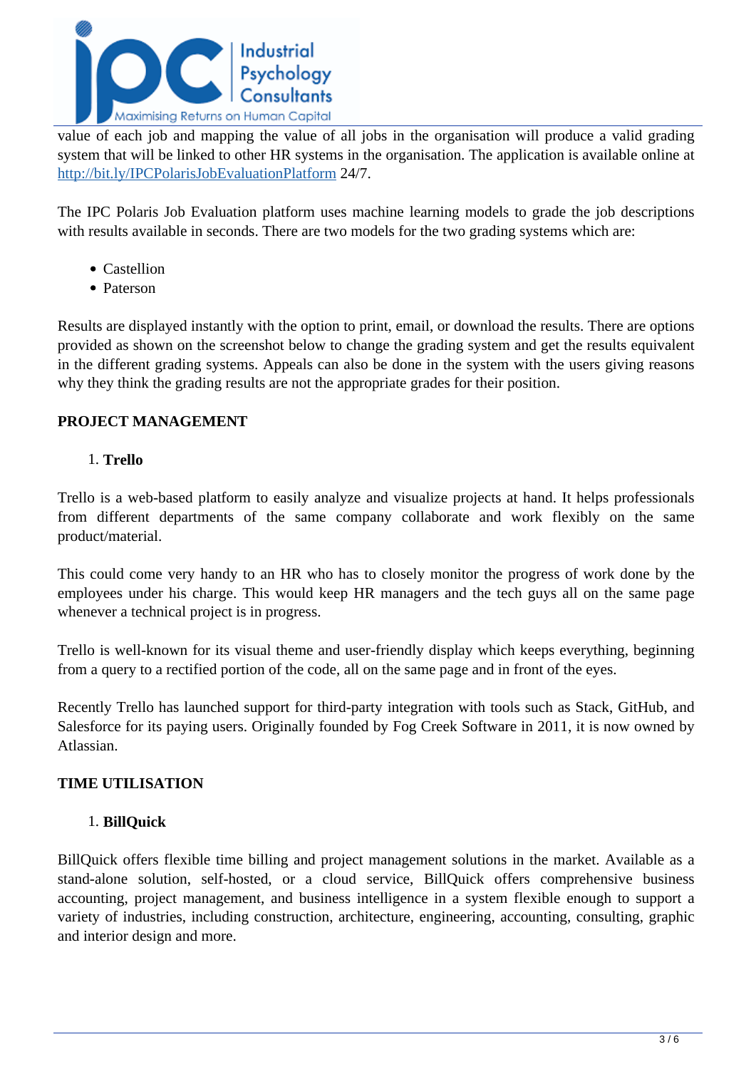value of each job and mapping the value of all jobs in the organisation will produce a valid grading system that will be linked to other HR systems in the organisation. The application is available online at [http://bit.ly/IPCPolarisJobEvaluationPlatform](http://bit.ly/IPCPolarisJobEvaluationPlatform) 24/7.

The IPC Polaris Job Evaluation platform uses machine learning models to grade the job descriptions with results available in seconds. There are two models for the two grading systems which are:

- Castellion
- Paterson

Results are displayed instantly with the option to print, email, or download the results. There are options provided as shown on the screenshot below to change the grading system and get the results equivalent in the different grading systems. Appeals can also be done in the system with the users giving reasons why they think the grading results are not the appropriate grades for their position.

**PROJECT MANAGEMENT**

1. **Trello**

Trello is a web-based platform to easily analyze and visualize projects at hand. It helps professionals from different departments of the same company collaborate and work flexibly on the same product/material.

This could come very handy to an HR who has to closely monitor the progress of work done by the employees under his charge. This would keep HR managers and the tech guys all on the same page whenever a technical project is in progress.

Trello is well-known for its visual theme and user-friendly display which keeps everything, beginning from a query to a rectified portion of the code, all on the same page and in front of the eyes.

Recently Trello has launched support for third-party integration with tools such as Stack, GitHub, and Salesforce for its paying users. Originally founded by Fog Creek Software in 2011, it is now owned by Atlassian.

**TIME UTILISATION**

1. **BillQuick**

BillQuick offers flexible time billing and project management solutions in the market. Available as a stand-alone solution, self-hosted, or a cloud service, BillQuick offers comprehensive business accounting, project management, and business intelligence in a system flexible enough to support a variety of industries, including construction, architecture, engineering, accounting, consulting, graphic and interior design and more.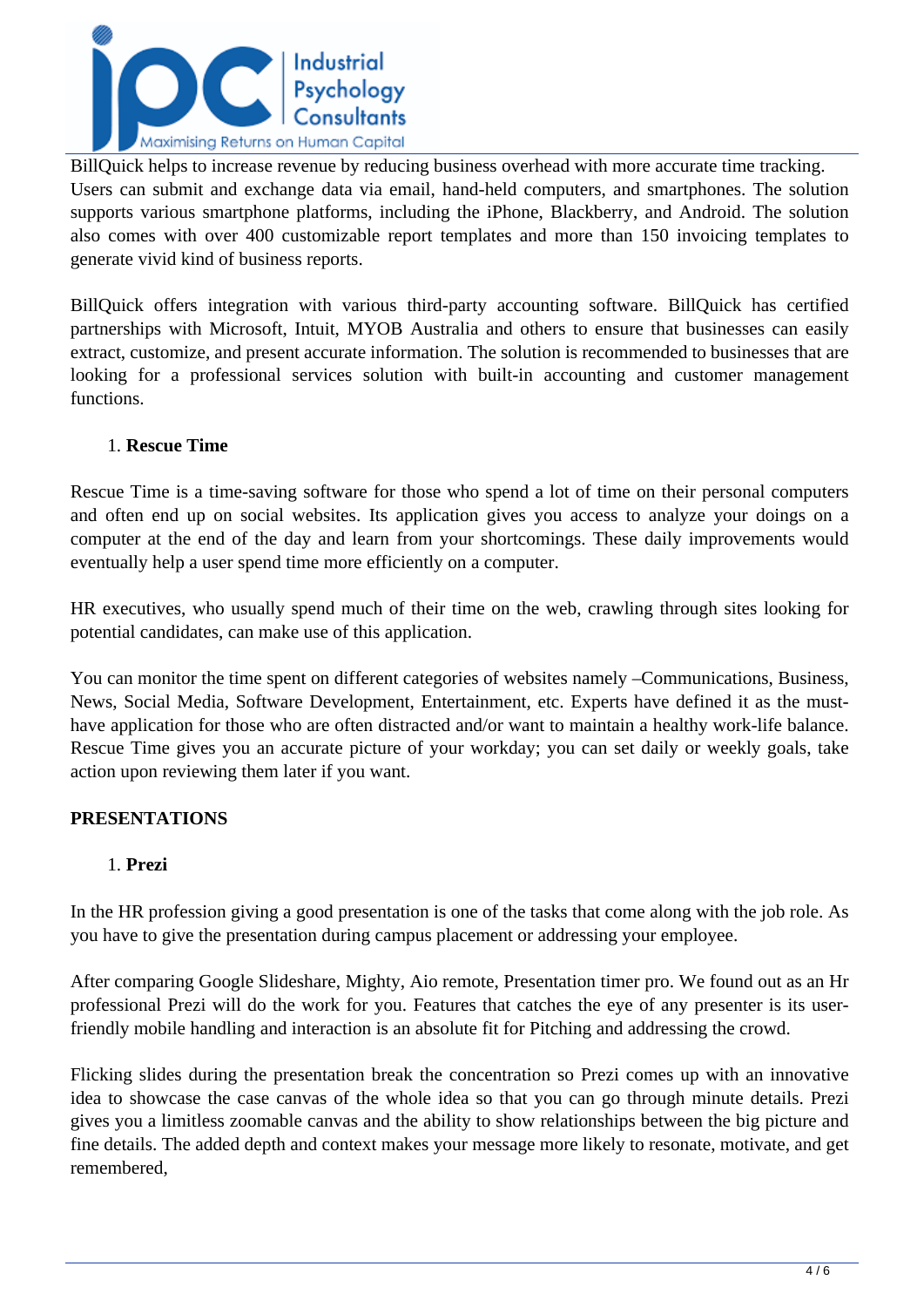BillQuick helps to increase revenue by reducing business overhead with more accurate time tracking. Users can submit and exchange data via email, hand-held computers, and smartphones. The solution supports various smartphone platforms, including the iPhone, Blackberry, and Android. The solution also comes with over 400 customizable report templates and more than 150 invoicing templates to generate vivid kind of business reports.

BillQuick offers integration with various third-party accounting software. BillQuick has certified partnerships with Microsoft, Intuit, MYOB Australia and others to ensure that businesses can easily extract, customize, and present accurate information. The solution is recommended to businesses that are looking for a professional services solution with built-in accounting and customer management functions.

1. **Rescue Time**

Rescue Time is a time-saving software for those who spend a lot of time on their personal computers and often end up on social websites. Its application gives you access to analyze your doings on a computer at the end of the day and learn from your shortcomings. These daily improvements would eventually help a user spend time more efficiently on a computer.

HR executives, who usually spend much of their time on the web, crawling through sites looking for potential candidates, can make use of this application.

You can monitor the time spent on different categories of websites namely –Communications, Business, News, Social Media, Software Development, Entertainment, etc. Experts have defined it as the must-have application for those who are often distracted and/or want to maintain a healthy work-life balance. Rescue Time gives you an accurate picture of your workday; you can set daily or weekly goals, take action upon reviewing them later if you want.

**PRESENTATIONS**

1. **Prezi**

In the HR profession giving a good presentation is one of the tasks that come along with the job role. As you have to give the presentation during campus placement or addressing your employee.

After comparing Google Slideshare, Mighty, Aio remote, Presentation timer pro. We found out as an Hr professional Prezi will do the work for you. Features that catches the eye of any presenter is its user-friendly mobile handling and interaction is an absolute fit for Pitching and addressing the crowd.

Flicking slides during the presentation break the concentration so Prezi comes up with an innovative idea to showcase the case canvas of the whole idea so that you can go through minute details. Prezi gives you a limitless zoomable canvas and the ability to show relationships between the big picture and fine details. The added depth and context makes your message more likely to resonate, motivate, and get remembered,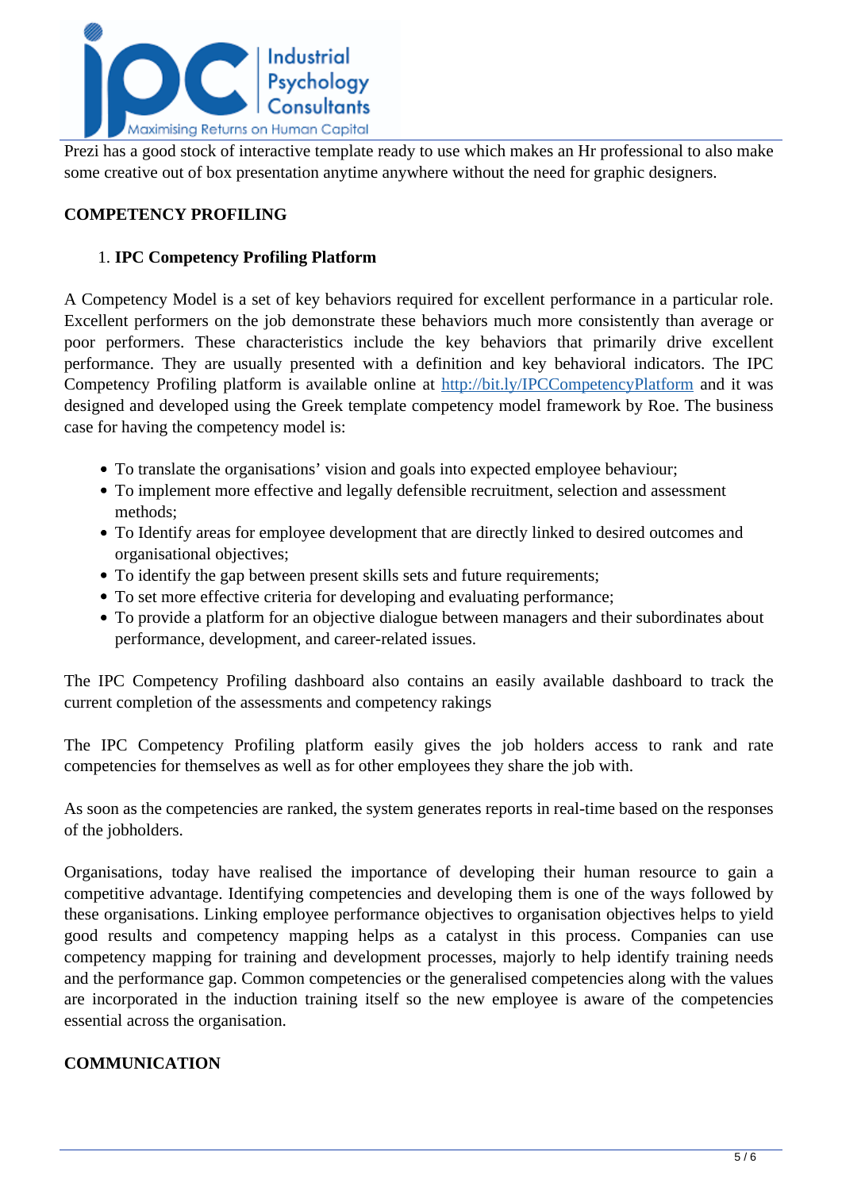Prezi has a good stock of interactive template ready to use which makes an Hr professional to also make some creative out of box presentation anytime anywhere without the need for graphic designers.

**COMPETENCY PROFILING**

1. **IPC Competency Profiling Platform**

A Competency Model is a set of key behaviors required for excellent performance in a particular role. Excellent performers on the job demonstrate these behaviors much more consistently than average or poor performers. These characteristics include the key behaviors that primarily drive excellent performance. They are usually presented with a definition and key behavioral indicators. The IPC Competency Profiling platform is available online at [http://bit.ly/IPCCompetencyPlatform](http://bit.ly/IPCCompetencyPlatform) and it was designed and developed using the Greek template competency model framework by Roe. The business case for having the competency model is:

- To translate the organisations' vision and goals into expected employee behaviour;
- To implement more effective and legally defensible recruitment, selection and assessment methods;
- To Identify areas for employee development that are directly linked to desired outcomes and organisational objectives;
- To identify the gap between present skills sets and future requirements;
- To set more effective criteria for developing and evaluating performance;
- To provide a platform for an objective dialogue between managers and their subordinates about performance, development, and career-related issues.

The IPC Competency Profiling dashboard also contains an easily available dashboard to track the current completion of the assessments and competency rakings

The IPC Competency Profiling platform easily gives the job holders access to rank and rate competencies for themselves as well as for other employees they share the job with.

As soon as the competencies are ranked, the system generates reports in real-time based on the responses of the jobholders.

Organisations, today have realised the importance of developing their human resource to gain a competitive advantage. Identifying competencies and developing them is one of the ways followed by these organisations. Linking employee performance objectives to organisation objectives helps to yield good results and competency mapping helps as a catalyst in this process. Companies can use competency mapping for training and development processes, majorly to help identify training needs and the performance gap. Common competencies or the generalised competencies along with the values are incorporated in the induction training itself so the new employee is aware of the competencies essential across the organisation.

**COMMUNICATION**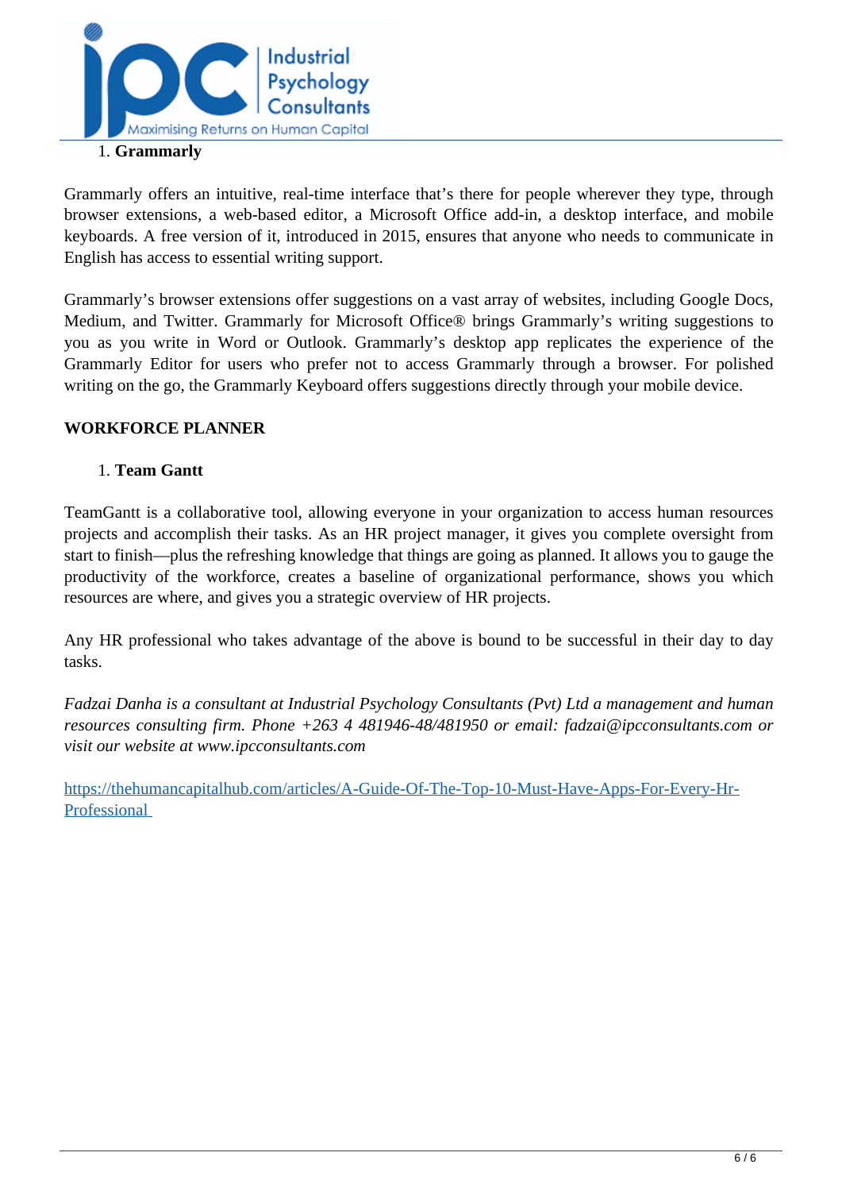1. **Grammarly**

Grammarly offers an intuitive, real-time interface that's there for people wherever they type, through browser extensions, a web-based editor, a Microsoft Office add-in, a desktop interface, and mobile keyboards. A free version of it, introduced in 2015, ensures that anyone who needs to communicate in English has access to essential writing support.

Grammarly's browser extensions offer suggestions on a vast array of websites, including Google Docs, Medium, and Twitter. Grammarly for Microsoft Office® brings Grammarly's writing suggestions to you as you write in Word or Outlook. Grammarly's desktop app replicates the experience of the Grammarly Editor for users who prefer not to access Grammarly through a browser. For polished writing on the go, the Grammarly Keyboard offers suggestions directly through your mobile device.

**WORKFORCE PLANNER**

1. **Team Gantt**

TeamGantt is a collaborative tool, allowing everyone in your organization to access human resources projects and accomplish their tasks. As an HR project manager, it gives you complete oversight from start to finish—plus the refreshing knowledge that things are going as planned. It allows you to gauge the productivity of the workforce, creates a baseline of organizational performance, shows you which resources are where, and gives you a strategic overview of HR projects.

Any HR professional who takes advantage of the above is bound to be successful in their day to day tasks.

*Fadzai Danha is a consultant at Industrial Psychology Consultants (Pvt) Ltd a management and human resources consulting firm. Phone +263 4 481946-48/481950 or email: fadzai@ipcconsultants.com or visit our website at www.ipcconsultants.com*

[https://thehumancapitalhub.com/articles/A-Guide-Of-The-Top-10-Must-Have-Apps-For-Every-Hr-Professional](https://thehumancapitalhub.com/articles/A-Guide-Of-The-Top-10-Must-Have-Apps-For-Every-Hr-Professional)